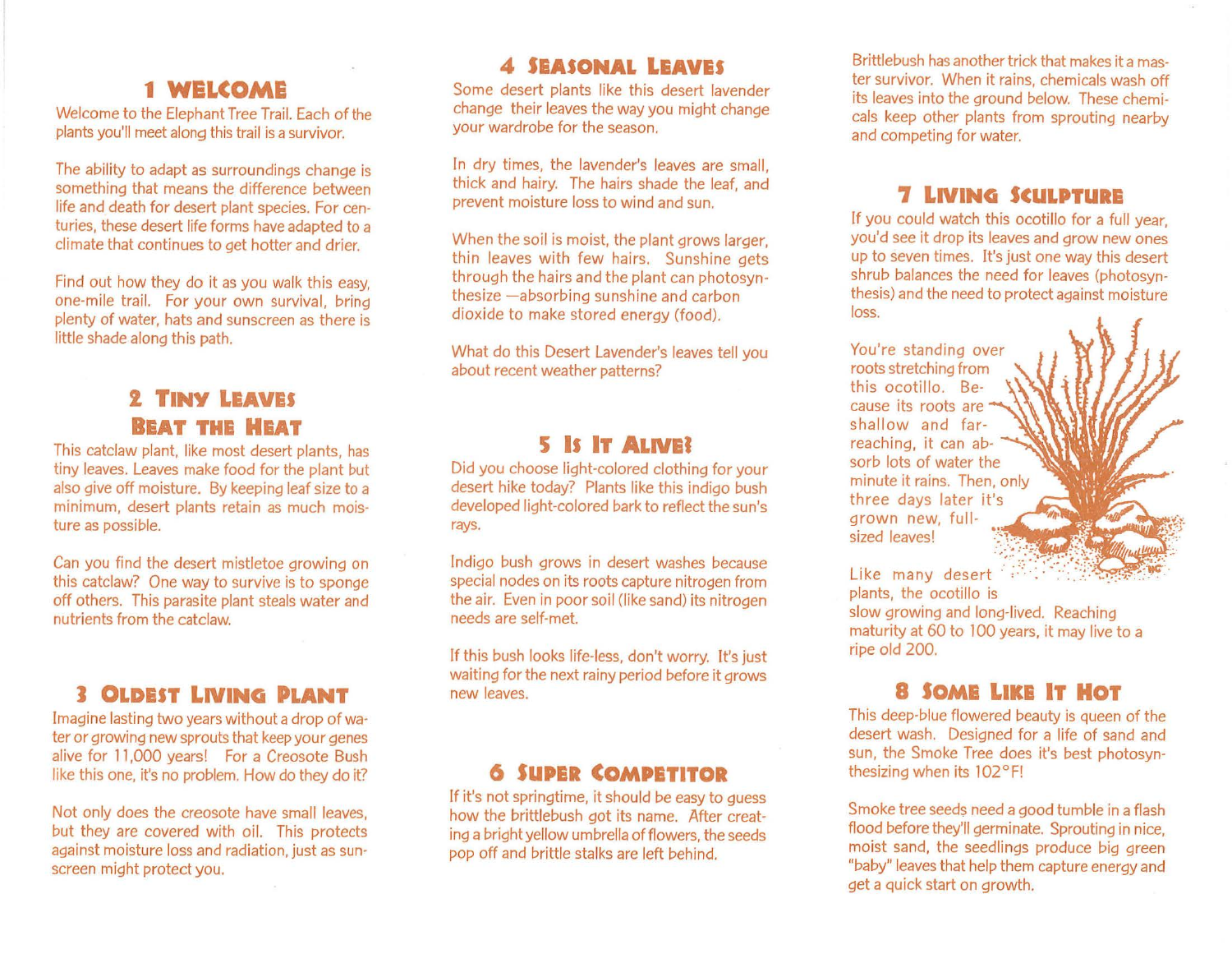## 1 WELCOME

Welcome to the Elephant Tree Trail. Each of the plants you'll meet along this trail is a survivor.

The ability to adapt as surroundings change is something that means the difference between life and death for desert plant species. For centuries, these desert life forms have adapted to a climate that continues to get hotter and drier.

Find out how they do it as you walk this easy, one-mile trail. For your own survival, bring plenty of water, hats and sunscreen as there is little shade along this path.

## 2 TINY LEAVES BEAT THE HEAT

This catclaw plant, like most desert plants, has tiny leaves. Leaves make food for the plant but also give off moisture. By keeping leaf size to a minimum, desert plants retain as much moisture as possible.

Can you find the desert mistletoe growing on this catclaw? One way to survive is to sponge off others. This parasite plant steals water and nutrients from the catclaw.

## 3 OLDEST LIVING PLANT

Imagine lasting two years without a drop of water or growing new sprouts that keep your genes alive for 11,000 years! For a Creosote Bush like this one, it's no problem. How do they do it?

Not only does the creosote have small leaves, but they are covered with oil. This protects against moisture loss and radiation, just as sunscreen might protect you.

## 4 SEASONAL LEAVES

Some desert plants like this desert lavender change their leaves the way you might change your wardrobe for the season.

In dry times, the lavender's leaves are small, thick and hairy. The hairs shade the leaf, and prevent moisture loss to wind and sun.

When the soil is moist, the plant grows larger, thin leaves with few hairs. Sunshine gets through the hairs and the plant can photosynthesize —absorbing sunshine and carbon dioxide to make stored energy (food).

What do this Desert Lavender's leaves tell you about recent weather patterns?

## 5 IS IT ALIVE?

Did you choose light-colored clothing for your desert hike today? Plants like this indigo bush developed light-colored bark to reflect the sun's rays.

Indigo bush grows in desert washes because special nodes on its roots capture nitrogen from the air. Even in poor soil (like sand) its nitrogen needs are self-met.

If this bush looks life-less, don't worry. It's just waiting for the next rainy period before it grows new leaves.

## 6 SUPER COMPETITOR

If it's not springtime, it should be easy to guess how the brittlebush got its name. After creating a bright yellow umbrella of flowers, the seeds pop off and brittle stalks are left behind.

Brittlebush has another trick that makes it a master survivor. When it rains, chemicals wash off its leaves into the ground below. These chemicals keep other plants from sprouting nearby and competing for water.

## 7 LIVING SCULPTURE

If you could watch this ocotillo for a full year, you'd see it drop its leaves and grow new ones up to seven times. It's just one way this desert shrub balances the need for leaves (photosynthesis) and the need to protect against moisture loss.

You're standing over roots stretching from this ocotillo. Because its roots are shallow and far-reaching, it can absorb lots of water the minute it rains. Then, only three days later it's grown new, full-sized leaves!

Like many desert plants, the ocotillo is slow growing and long-lived. Reaching maturity at 60 to 100 years, it may live to a ripe old 200.

## 8 SOME LIKE IT HOT

This deep-blue flowered beauty is queen of the desert wash. Designed for a life of sand and sun, the Smoke Tree does it's best photosynthesizing when its 102°F!

Smoke tree seeds need a good tumble in a flash flood before they'll germinate. Sprouting in nice, moist sand, the seedlings produce big green "baby" leaves that help them capture energy and get a quick start on growth.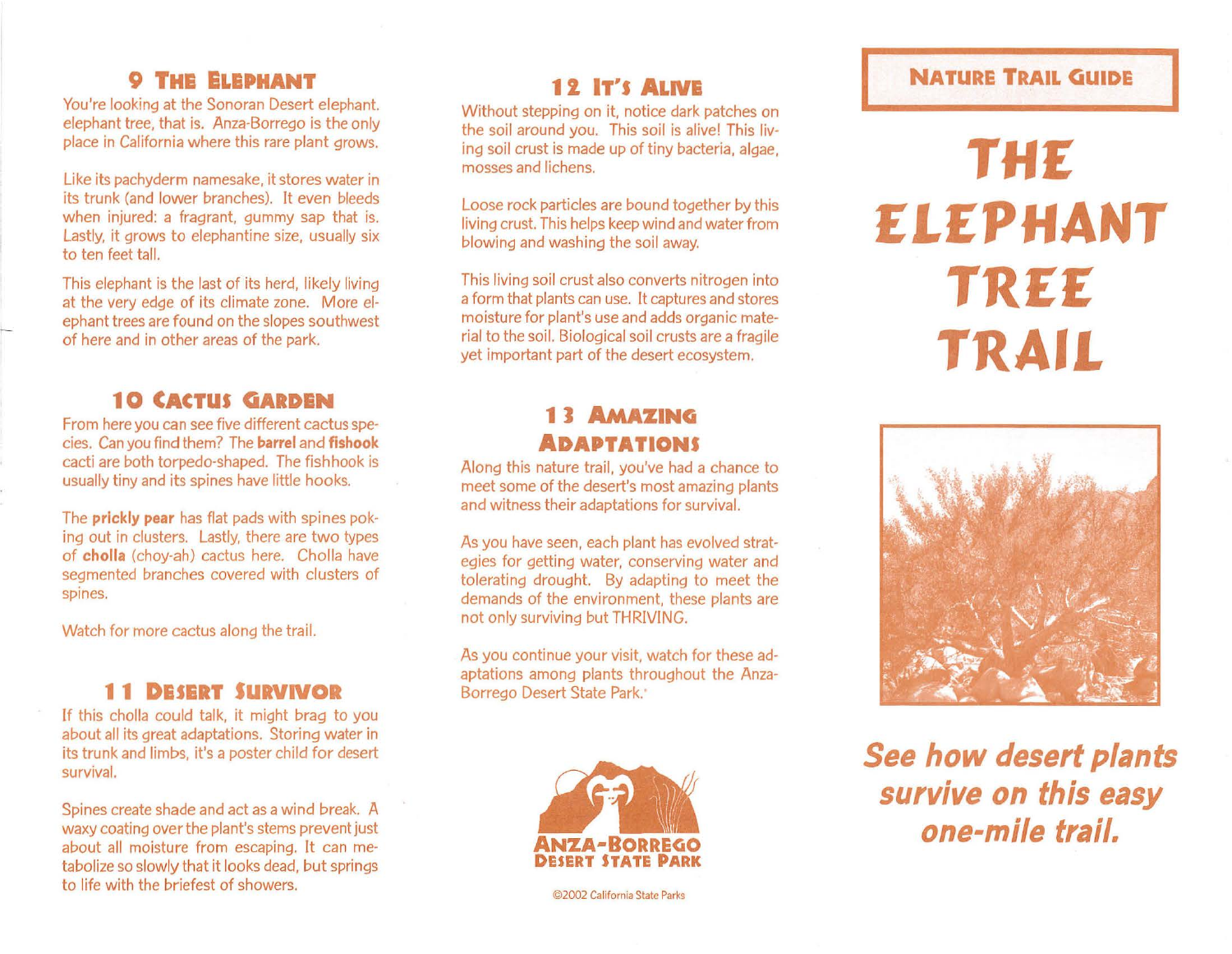## 9 The Elephant

You're looking at the Sonoran Desert elephant. elephant tree, that is. Anza-Borrego is the only place in California where this rare plant grows.

Like its pachyderm namesake, it stores water in its trunk (and lower branches). It even bleeds when injured: a fragrant, gummy sap that is. Lastly, it grows to elephantine size, usually six to ten feet tall.

This elephant is the last of its herd, likely living at the very edge of its climate zone. More elephant trees are found on the slopes southwest of here and in other areas of the park.

## 10 Cactus Garden

From here you can see five different cactus species. Can you find them? The **barrel** and **fishook** cacti are both torpedo-shaped. The fishhook is usually tiny and its spines have little hooks.

The **prickly pear** has flat pads with spines poking out in clusters. Lastly, there are two types of **cholla** (choy-ah) cactus here. Cholla have segmented branches covered with clusters of spines.

Watch for more cactus along the trail.

## 11 Desert Survivor

If this cholla could talk, it might brag to you about all its great adaptations. Storing water in its trunk and limbs, it's a poster child for desert survival.

Spines create shade and act as a wind break. A waxy coating over the plant's stems prevent just about all moisture from escaping. It can metabolize so slowly that it looks dead, but springs to life with the briefest of showers.

## 12 It's Alive

Without stepping on it, notice dark patches on the soil around you. This soil is alive! This living soil crust is made up of tiny bacteria, algae, mosses and lichens.

Loose rock particles are bound together by this living crust. This helps keep wind and water from blowing and washing the soil away.

This living soil crust also converts nitrogen into a form that plants can use. It captures and stores moisture for plant's use and adds organic material to the soil. Biological soil crusts are a fragile yet important part of the desert ecosystem.

## 13 Amazing Adaptations

Along this nature trail, you've had a chance to meet some of the desert's most amazing plants and witness their adaptations for survival.

As you have seen, each plant has evolved strategies for getting water, conserving water and tolerating drought. By adapting to meet the demands of the environment, these plants are not only surviving but THRIVING.

As you continue your visit, watch for these adaptations among plants throughout the Anza-Borrego Desert State Park.

Anza-Borrego Desert State Park

©2002 California State Parks

**Nature Trail Guide**

# The Elephant Tree Trail

***See how desert plants survive on this easy one-mile trail.***